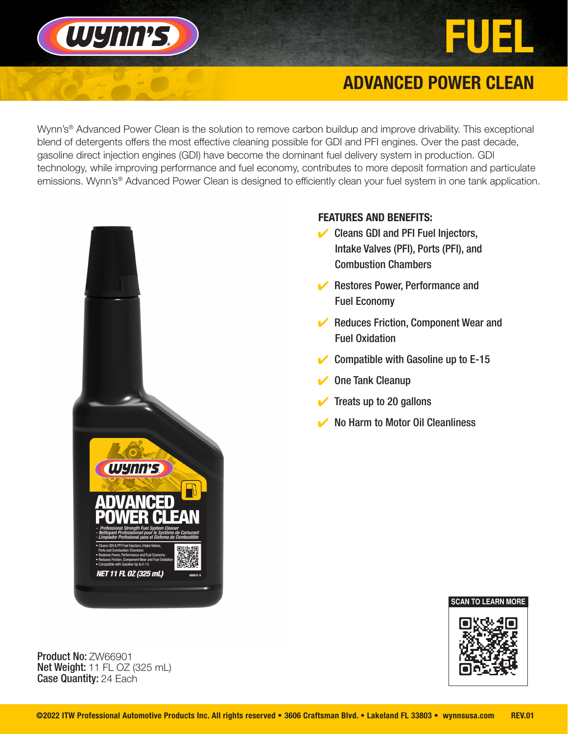# FUEL

## ADVANCED POWER CLEAN

Wynn's® Advanced Power Clean is the solution to remove carbon buildup and improve drivability. This exceptional blend of detergents offers the most effective cleaning possible for GDI and PFI engines. Over the past decade, gasoline direct injection engines (GDI) have become the dominant fuel delivery system in production. GDI technology, while improving performance and fuel economy, contributes to more deposit formation and particulate emissions. Wynn's® Advanced Power Clean is designed to efficiently clean your fuel system in one tank application.

### FEATURES AND BENEFITS:

- ✔ Cleans GDI and PFI Fuel Injectors, Intake Valves (PFI), Ports (PFI), and Combustion Chambers
- ✔ Restores Power, Performance and Fuel Economy
- ✔ Reduces Friction, Component Wear and Fuel Oxidation
- ✔ Compatible with Gasoline up to E-15
- ✔ One Tank Cleanup
- ✔ Treats up to 20 gallons
- ✔ No Harm to Motor Oil Cleanliness

**Product No:** ZW66901
**Net Weight:** 11 FL OZ (325 mL)
**Case Quantity:** 24 Each

SCAN TO LEARN MORE

©2022 ITW Professional Automotive Products Inc. All rights reserved • 3606 Craftsman Blvd. • Lakeland FL 33803 • wynnsusa.com REV.01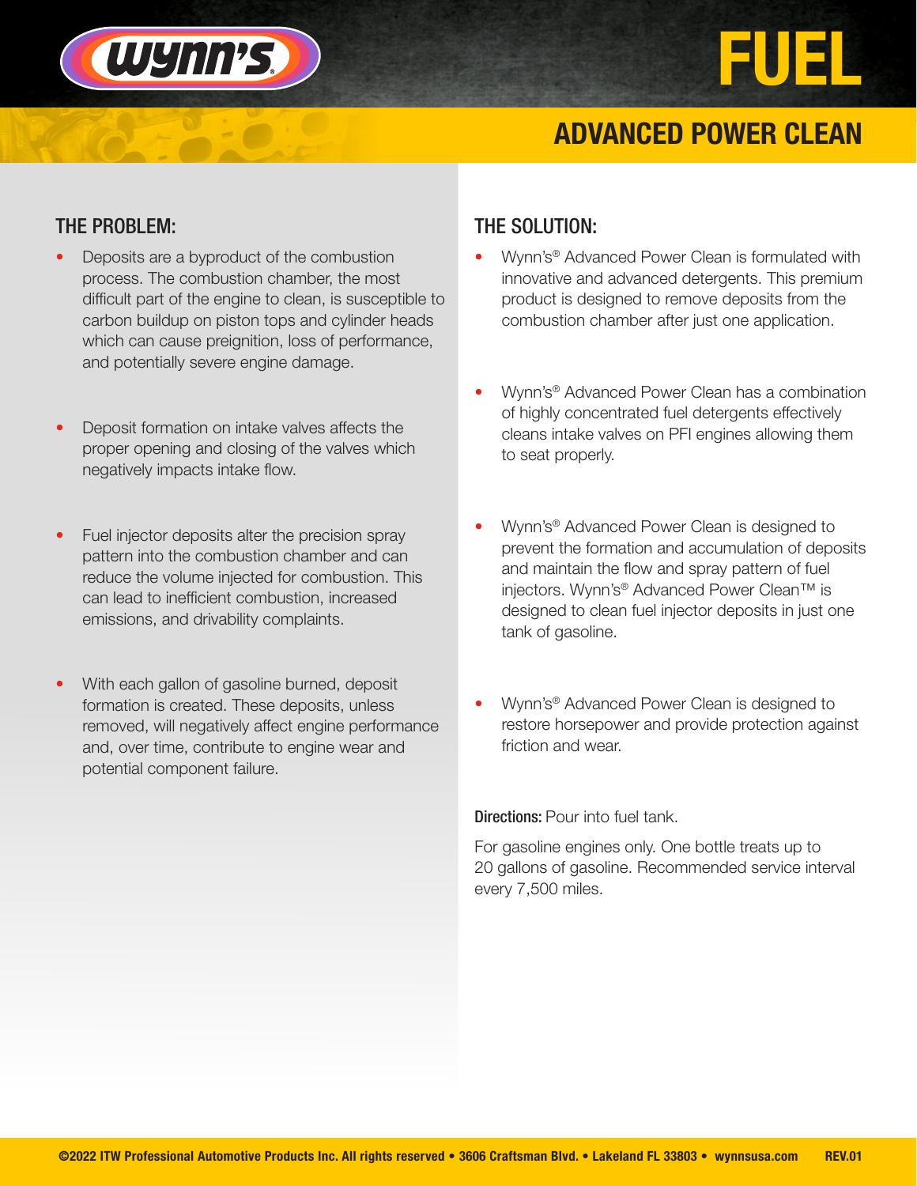# FUEL

## ADVANCED POWER CLEAN

### THE PROBLEM:

- Deposits are a byproduct of the combustion process. The combustion chamber, the most difficult part of the engine to clean, is susceptible to carbon buildup on piston tops and cylinder heads which can cause preignition, loss of performance, and potentially severe engine damage.
- Deposit formation on intake valves affects the proper opening and closing of the valves which negatively impacts intake flow.
- Fuel injector deposits alter the precision spray pattern into the combustion chamber and can reduce the volume injected for combustion. This can lead to inefficient combustion, increased emissions, and drivability complaints.
- With each gallon of gasoline burned, deposit formation is created. These deposits, unless removed, will negatively affect engine performance and, over time, contribute to engine wear and potential component failure.

### THE SOLUTION:

- Wynn's® Advanced Power Clean is formulated with innovative and advanced detergents. This premium product is designed to remove deposits from the combustion chamber after just one application.
- Wynn's® Advanced Power Clean has a combination of highly concentrated fuel detergents effectively cleans intake valves on PFI engines allowing them to seat properly.
- Wynn's® Advanced Power Clean is designed to prevent the formation and accumulation of deposits and maintain the flow and spray pattern of fuel injectors. Wynn's® Advanced Power Clean™ is designed to clean fuel injector deposits in just one tank of gasoline.
- Wynn's® Advanced Power Clean is designed to restore horsepower and provide protection against friction and wear.

**Directions:** Pour into fuel tank.

For gasoline engines only. One bottle treats up to 20 gallons of gasoline. Recommended service interval every 7,500 miles.

©2022 ITW Professional Automotive Products Inc. All rights reserved • 3606 Craftsman Blvd. • Lakeland FL 33803 • wynnsusa.com REV.01